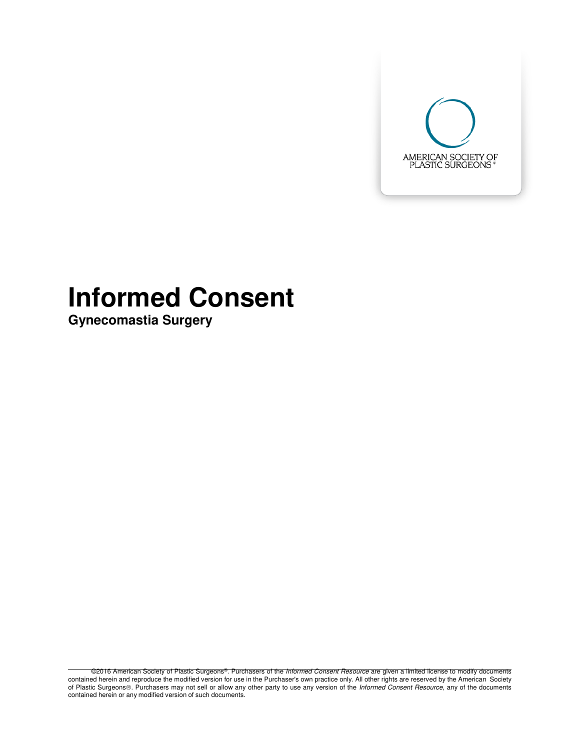AMERICAN SOCIETY OF PLASTIC SURGEONS®

# Informed Consent

## Gynecomastia Surgery

©2016 American Society of Plastic Surgeons®. Purchasers of the *Informed Consent Resource* are given a limited license to modify documents contained herein and reproduce the modified version for use in the Purchaser's own practice only. All other rights are reserved by the American Society of Plastic Surgeons®. Purchasers may not sell or allow any other party to use any version of the *Informed Consent Resource*, any of the documents contained herein or any modified version of such documents.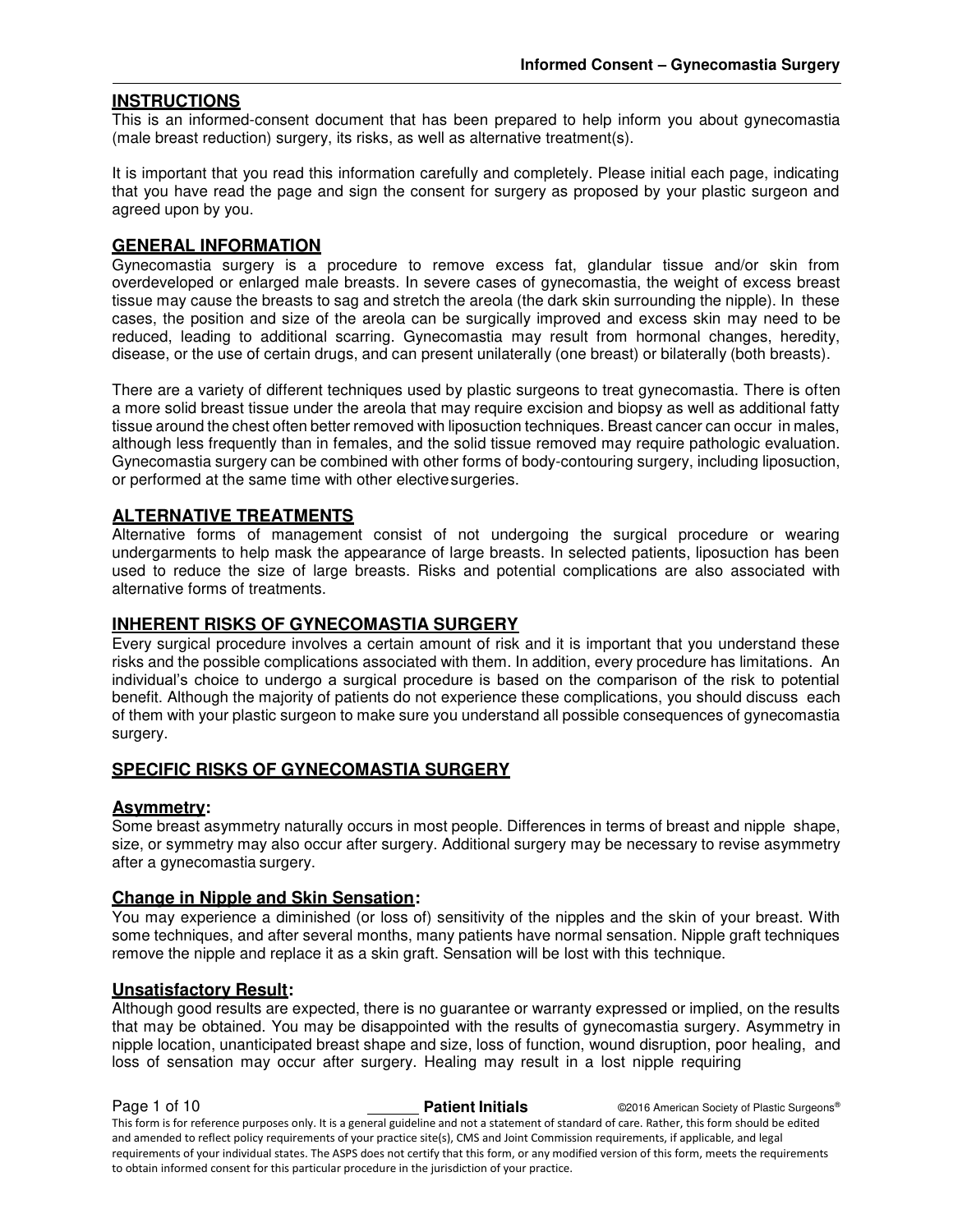## INSTRUCTIONS

This is an informed-consent document that has been prepared to help inform you about gynecomastia (male breast reduction) surgery, its risks, as well as alternative treatment(s).

It is important that you read this information carefully and completely. Please initial each page, indicating that you have read the page and sign the consent for surgery as proposed by your plastic surgeon and agreed upon by you.

## GENERAL INFORMATION

Gynecomastia surgery is a procedure to remove excess fat, glandular tissue and/or skin from overdeveloped or enlarged male breasts. In severe cases of gynecomastia, the weight of excess breast tissue may cause the breasts to sag and stretch the areola (the dark skin surrounding the nipple). In these cases, the position and size of the areola can be surgically improved and excess skin may need to be reduced, leading to additional scarring. Gynecomastia may result from hormonal changes, heredity, disease, or the use of certain drugs, and can present unilaterally (one breast) or bilaterally (both breasts).

There are a variety of different techniques used by plastic surgeons to treat gynecomastia. There is often a more solid breast tissue under the areola that may require excision and biopsy as well as additional fatty tissue around the chest often better removed with liposuction techniques. Breast cancer can occur in males, although less frequently than in females, and the solid tissue removed may require pathologic evaluation. Gynecomastia surgery can be combined with other forms of body-contouring surgery, including liposuction, or performed at the same time with other elective surgeries.

## ALTERNATIVE TREATMENTS

Alternative forms of management consist of not undergoing the surgical procedure or wearing undergarments to help mask the appearance of large breasts. In selected patients, liposuction has been used to reduce the size of large breasts. Risks and potential complications are also associated with alternative forms of treatments.

## INHERENT RISKS OF GYNECOMASTIA SURGERY

Every surgical procedure involves a certain amount of risk and it is important that you understand these risks and the possible complications associated with them. In addition, every procedure has limitations. An individual's choice to undergo a surgical procedure is based on the comparison of the risk to potential benefit. Although the majority of patients do not experience these complications, you should discuss each of them with your plastic surgeon to make sure you understand all possible consequences of gynecomastia surgery.

## SPECIFIC RISKS OF GYNECOMASTIA SURGERY

### Asymmetry:

Some breast asymmetry naturally occurs in most people. Differences in terms of breast and nipple shape, size, or symmetry may also occur after surgery. Additional surgery may be necessary to revise asymmetry after a gynecomastia surgery.

### Change in Nipple and Skin Sensation:

You may experience a diminished (or loss of) sensitivity of the nipples and the skin of your breast. With some techniques, and after several months, many patients have normal sensation. Nipple graft techniques remove the nipple and replace it as a skin graft. Sensation will be lost with this technique.

### Unsatisfactory Result:

Although good results are expected, there is no guarantee or warranty expressed or implied, on the results that may be obtained. You may be disappointed with the results of gynecomastia surgery. Asymmetry in nipple location, unanticipated breast shape and size, loss of function, wound disruption, poor healing, and loss of sensation may occur after surgery. Healing may result in a lost nipple requiring

______ **Patient Initials** ©2016 American Society of Plastic Surgeons®

This form is for reference purposes only. It is a general guideline and not a statement of standard of care. Rather, this form should be edited and amended to reflect policy requirements of your practice site(s), CMS and Joint Commission requirements, if applicable, and legal requirements of your individual states. The ASPS does not certify that this form, or any modified version of this form, meets the requirements to obtain informed consent for this particular procedure in the jurisdiction of your practice.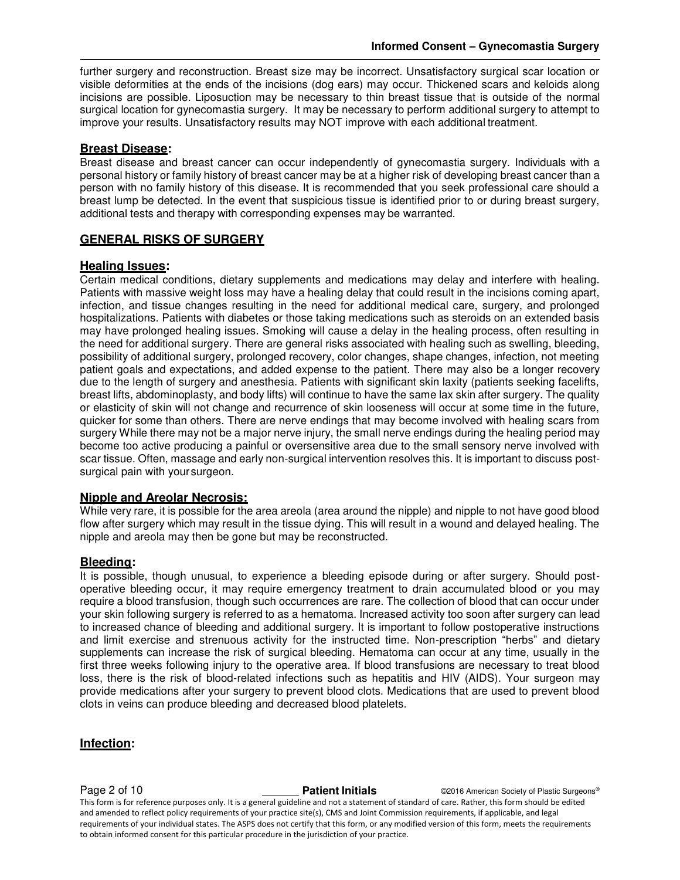further surgery and reconstruction. Breast size may be incorrect. Unsatisfactory surgical scar location or visible deformities at the ends of the incisions (dog ears) may occur. Thickened scars and keloids along incisions are possible. Liposuction may be necessary to thin breast tissue that is outside of the normal surgical location for gynecomastia surgery. It may be necessary to perform additional surgery to attempt to improve your results. Unsatisfactory results may NOT improve with each additional treatment.

**Breast Disease:**

Breast disease and breast cancer can occur independently of gynecomastia surgery. Individuals with a personal history or family history of breast cancer may be at a higher risk of developing breast cancer than a person with no family history of this disease. It is recommended that you seek professional care should a breast lump be detected. In the event that suspicious tissue is identified prior to or during breast surgery, additional tests and therapy with corresponding expenses may be warranted.

## GENERAL RISKS OF SURGERY

**Healing Issues:**

Certain medical conditions, dietary supplements and medications may delay and interfere with healing. Patients with massive weight loss may have a healing delay that could result in the incisions coming apart, infection, and tissue changes resulting in the need for additional medical care, surgery, and prolonged hospitalizations. Patients with diabetes or those taking medications such as steroids on an extended basis may have prolonged healing issues. Smoking will cause a delay in the healing process, often resulting in the need for additional surgery. There are general risks associated with healing such as swelling, bleeding, possibility of additional surgery, prolonged recovery, color changes, shape changes, infection, not meeting patient goals and expectations, and added expense to the patient. There may also be a longer recovery due to the length of surgery and anesthesia. Patients with significant skin laxity (patients seeking facelifts, breast lifts, abdominoplasty, and body lifts) will continue to have the same lax skin after surgery. The quality or elasticity of skin will not change and recurrence of skin looseness will occur at some time in the future, quicker for some than others. There are nerve endings that may become involved with healing scars from surgery While there may not be a major nerve injury, the small nerve endings during the healing period may become too active producing a painful or oversensitive area due to the small sensory nerve involved with scar tissue. Often, massage and early non-surgical intervention resolves this. It is important to discuss post-surgical pain with your surgeon.

**Nipple and Areolar Necrosis:**

While very rare, it is possible for the area areola (area around the nipple) and nipple to not have good blood flow after surgery which may result in the tissue dying. This will result in a wound and delayed healing. The nipple and areola may then be gone but may be reconstructed.

**Bleeding:**

It is possible, though unusual, to experience a bleeding episode during or after surgery. Should post-operative bleeding occur, it may require emergency treatment to drain accumulated blood or you may require a blood transfusion, though such occurrences are rare. The collection of blood that can occur under your skin following surgery is referred to as a hematoma. Increased activity too soon after surgery can lead to increased chance of bleeding and additional surgery. It is important to follow postoperative instructions and limit exercise and strenuous activity for the instructed time. Non-prescription "herbs" and dietary supplements can increase the risk of surgical bleeding. Hematoma can occur at any time, usually in the first three weeks following injury to the operative area. If blood transfusions are necessary to treat blood loss, there is the risk of blood-related infections such as hepatitis and HIV (AIDS). Your surgeon may provide medications after your surgery to prevent blood clots. Medications that are used to prevent blood clots in veins can produce bleeding and decreased blood platelets.

**Infection:**

______ **Patient Initials**

This form is for reference purposes only. It is a general guideline and not a statement of standard of care. Rather, this form should be edited and amended to reflect policy requirements of your practice site(s), CMS and Joint Commission requirements, if applicable, and legal requirements of your individual states. The ASPS does not certify that this form, or any modified version of this form, meets the requirements to obtain informed consent for this particular procedure in the jurisdiction of your practice.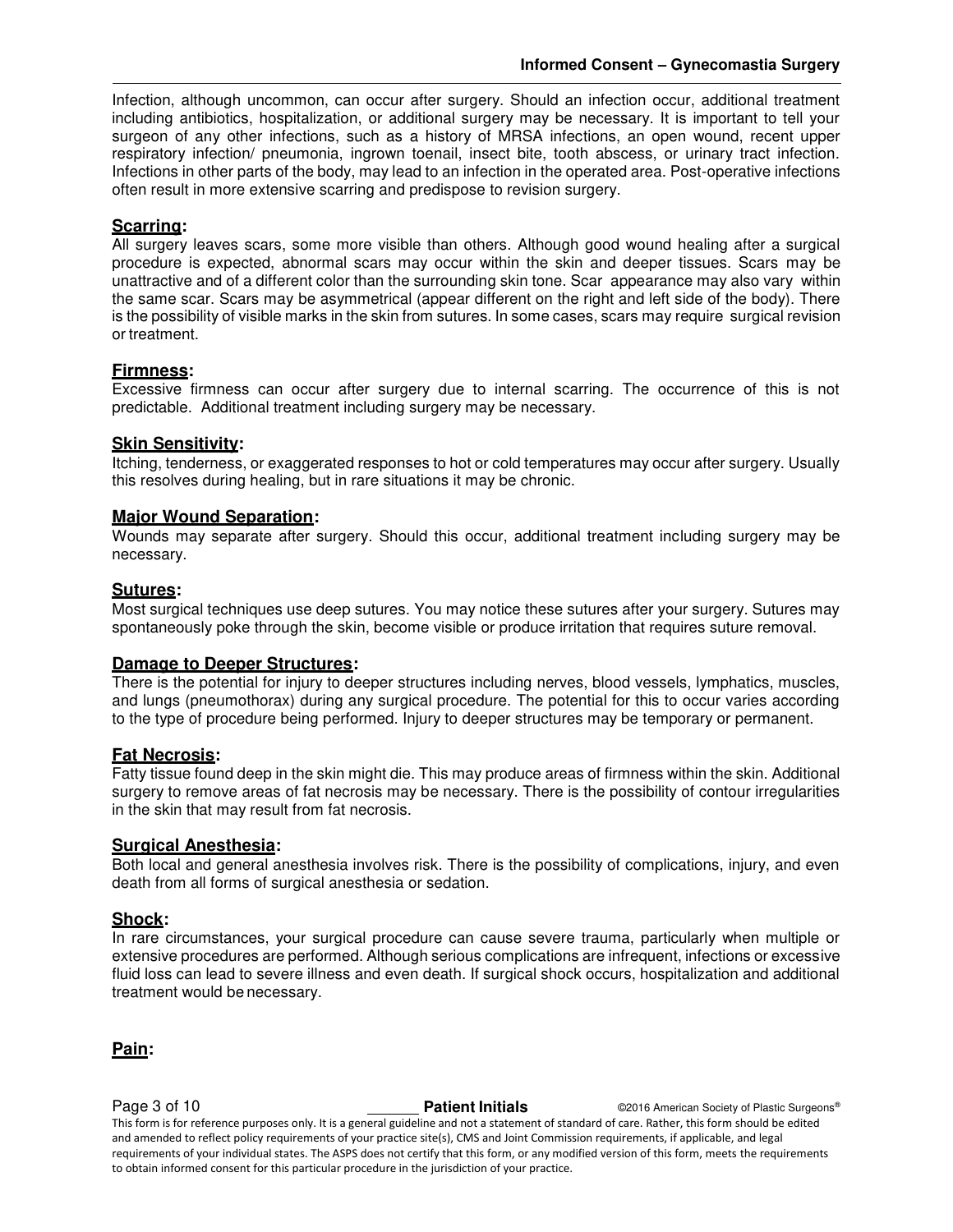Infection, although uncommon, can occur after surgery. Should an infection occur, additional treatment including antibiotics, hospitalization, or additional surgery may be necessary. It is important to tell your surgeon of any other infections, such as a history of MRSA infections, an open wound, recent upper respiratory infection/ pneumonia, ingrown toenail, insect bite, tooth abscess, or urinary tract infection. Infections in other parts of the body, may lead to an infection in the operated area. Post-operative infections often result in more extensive scarring and predispose to revision surgery.

**Scarring:**
All surgery leaves scars, some more visible than others. Although good wound healing after a surgical procedure is expected, abnormal scars may occur within the skin and deeper tissues. Scars may be unattractive and of a different color than the surrounding skin tone. Scar appearance may also vary within the same scar. Scars may be asymmetrical (appear different on the right and left side of the body). There is the possibility of visible marks in the skin from sutures. In some cases, scars may require surgical revision or treatment.

**Firmness:**
Excessive firmness can occur after surgery due to internal scarring. The occurrence of this is not predictable. Additional treatment including surgery may be necessary.

**Skin Sensitivity:**
Itching, tenderness, or exaggerated responses to hot or cold temperatures may occur after surgery. Usually this resolves during healing, but in rare situations it may be chronic.

**Major Wound Separation:**
Wounds may separate after surgery. Should this occur, additional treatment including surgery may be necessary.

**Sutures:**
Most surgical techniques use deep sutures. You may notice these sutures after your surgery. Sutures may spontaneously poke through the skin, become visible or produce irritation that requires suture removal.

**Damage to Deeper Structures:**
There is the potential for injury to deeper structures including nerves, blood vessels, lymphatics, muscles, and lungs (pneumothorax) during any surgical procedure. The potential for this to occur varies according to the type of procedure being performed. Injury to deeper structures may be temporary or permanent.

**Fat Necrosis:**
Fatty tissue found deep in the skin might die. This may produce areas of firmness within the skin. Additional surgery to remove areas of fat necrosis may be necessary. There is the possibility of contour irregularities in the skin that may result from fat necrosis.

**Surgical Anesthesia:**
Both local and general anesthesia involves risk. There is the possibility of complications, injury, and even death from all forms of surgical anesthesia or sedation.

**Shock:**
In rare circumstances, your surgical procedure can cause severe trauma, particularly when multiple or extensive procedures are performed. Although serious complications are infrequent, infections or excessive fluid loss can lead to severe illness and even death. If surgical shock occurs, hospitalization and additional treatment would be necessary.

**Pain:**

_______ **Patient Initials**

This form is for reference purposes only. It is a general guideline and not a statement of standard of care. Rather, this form should be edited and amended to reflect policy requirements of your practice site(s), CMS and Joint Commission requirements, if applicable, and legal requirements of your individual states. The ASPS does not certify that this form, or any modified version of this form, meets the requirements to obtain informed consent for this particular procedure in the jurisdiction of your practice.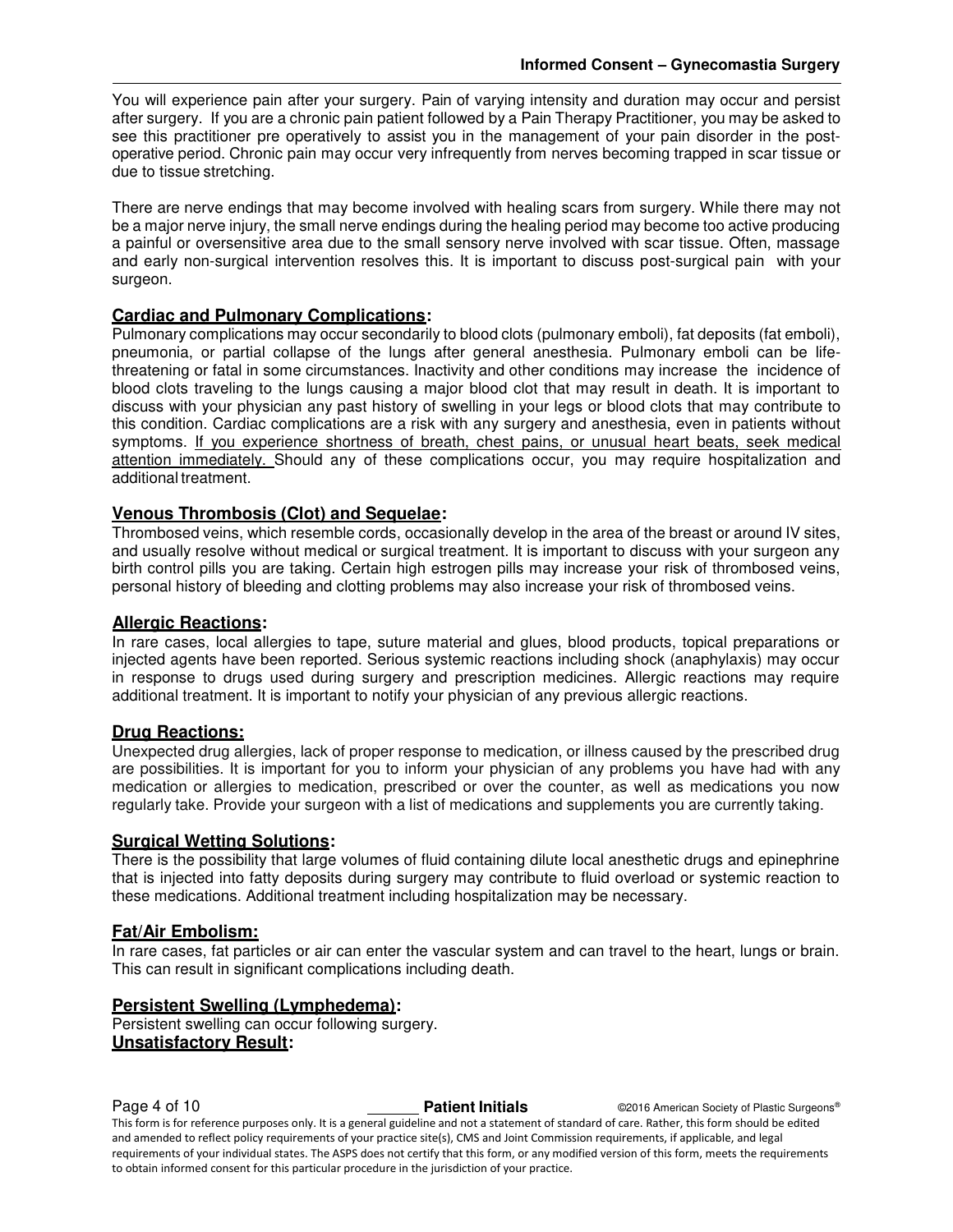You will experience pain after your surgery. Pain of varying intensity and duration may occur and persist after surgery. If you are a chronic pain patient followed by a Pain Therapy Practitioner, you may be asked to see this practitioner pre operatively to assist you in the management of your pain disorder in the post-operative period. Chronic pain may occur very infrequently from nerves becoming trapped in scar tissue or due to tissue stretching.

There are nerve endings that may become involved with healing scars from surgery. While there may not be a major nerve injury, the small nerve endings during the healing period may become too active producing a painful or oversensitive area due to the small sensory nerve involved with scar tissue. Often, massage and early non-surgical intervention resolves this. It is important to discuss post-surgical pain with your surgeon.

**Cardiac and Pulmonary Complications:**

Pulmonary complications may occur secondarily to blood clots (pulmonary emboli), fat deposits (fat emboli), pneumonia, or partial collapse of the lungs after general anesthesia. Pulmonary emboli can be life-threatening or fatal in some circumstances. Inactivity and other conditions may increase the incidence of blood clots traveling to the lungs causing a major blood clot that may result in death. It is important to discuss with your physician any past history of swelling in your legs or blood clots that may contribute to this condition. Cardiac complications are a risk with any surgery and anesthesia, even in patients without symptoms. <u>If you experience shortness of breath, chest pains, or unusual heart beats, seek medical attention immediately.</u> Should any of these complications occur, you may require hospitalization and additional treatment.

**Venous Thrombosis (Clot) and Sequelae:**

Thrombosed veins, which resemble cords, occasionally develop in the area of the breast or around IV sites, and usually resolve without medical or surgical treatment. It is important to discuss with your surgeon any birth control pills you are taking. Certain high estrogen pills may increase your risk of thrombosed veins, personal history of bleeding and clotting problems may also increase your risk of thrombosed veins.

**Allergic Reactions:**

In rare cases, local allergies to tape, suture material and glues, blood products, topical preparations or injected agents have been reported. Serious systemic reactions including shock (anaphylaxis) may occur in response to drugs used during surgery and prescription medicines. Allergic reactions may require additional treatment. It is important to notify your physician of any previous allergic reactions.

**Drug Reactions:**

Unexpected drug allergies, lack of proper response to medication, or illness caused by the prescribed drug are possibilities. It is important for you to inform your physician of any problems you have had with any medication or allergies to medication, prescribed or over the counter, as well as medications you now regularly take. Provide your surgeon with a list of medications and supplements you are currently taking.

**Surgical Wetting Solutions:**

There is the possibility that large volumes of fluid containing dilute local anesthetic drugs and epinephrine that is injected into fatty deposits during surgery may contribute to fluid overload or systemic reaction to these medications. Additional treatment including hospitalization may be necessary.

**Fat/Air Embolism:**

In rare cases, fat particles or air can enter the vascular system and can travel to the heart, lungs or brain. This can result in significant complications including death.

**Persistent Swelling (Lymphedema):**

Persistent swelling can occur following surgery.

**Unsatisfactory Result:**

______ **Patient Initials**

This form is for reference purposes only. It is a general guideline and not a statement of standard of care. Rather, this form should be edited and amended to reflect policy requirements of your practice site(s), CMS and Joint Commission requirements, if applicable, and legal requirements of your individual states. The ASPS does not certify that this form, or any modified version of this form, meets the requirements to obtain informed consent for this particular procedure in the jurisdiction of your practice.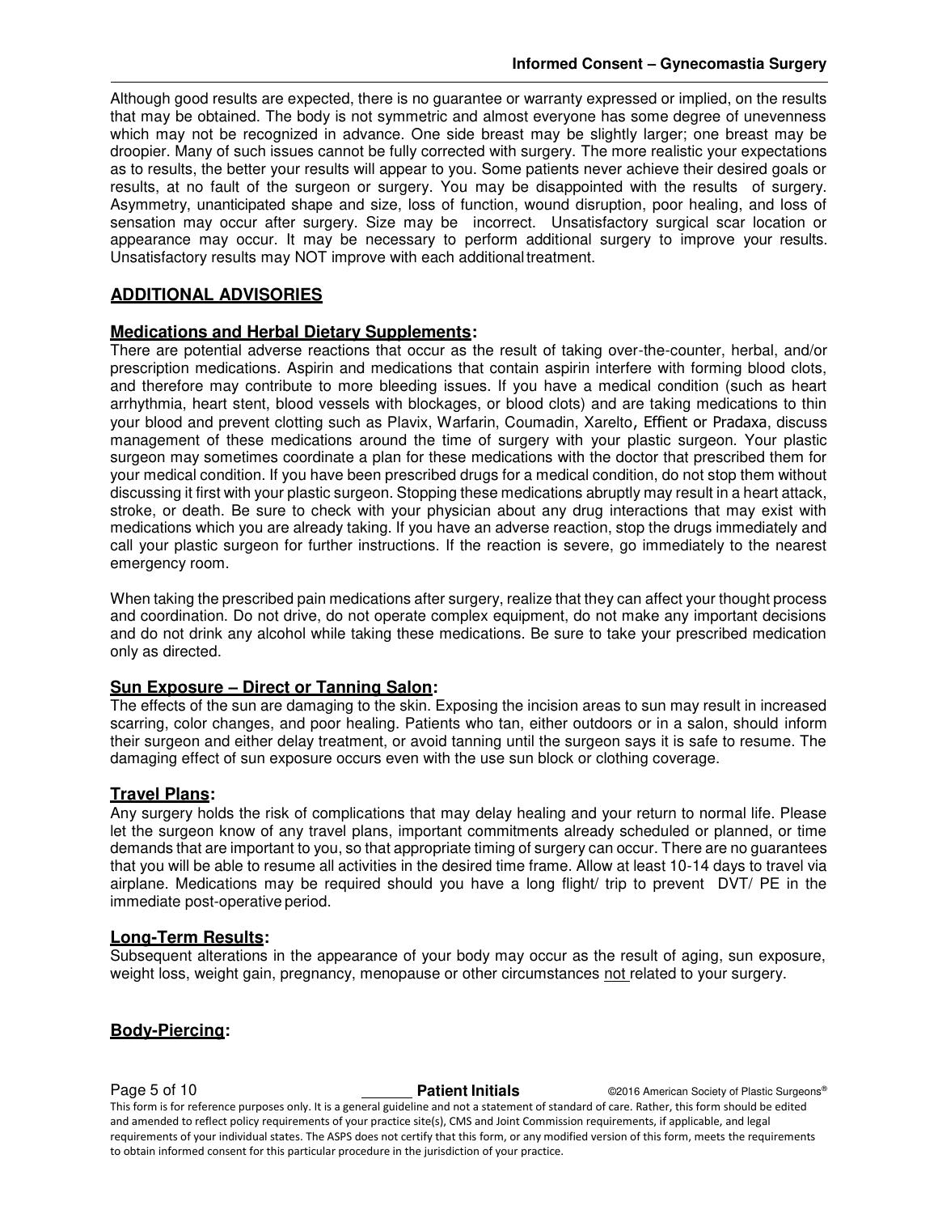Although good results are expected, there is no guarantee or warranty expressed or implied, on the results that may be obtained. The body is not symmetric and almost everyone has some degree of unevenness which may not be recognized in advance. One side breast may be slightly larger; one breast may be droopier. Many of such issues cannot be fully corrected with surgery. The more realistic your expectations as to results, the better your results will appear to you. Some patients never achieve their desired goals or results, at no fault of the surgeon or surgery. You may be disappointed with the results of surgery. Asymmetry, unanticipated shape and size, loss of function, wound disruption, poor healing, and loss of sensation may occur after surgery. Size may be incorrect. Unsatisfactory surgical scar location or appearance may occur. It may be necessary to perform additional surgery to improve your results. Unsatisfactory results may NOT improve with each additional treatment.

## ADDITIONAL ADVISORIES

### Medications and Herbal Dietary Supplements:

There are potential adverse reactions that occur as the result of taking over-the-counter, herbal, and/or prescription medications. Aspirin and medications that contain aspirin interfere with forming blood clots, and therefore may contribute to more bleeding issues. If you have a medical condition (such as heart arrhythmia, heart stent, blood vessels with blockages, or blood clots) and are taking medications to thin your blood and prevent clotting such as Plavix, Warfarin, Coumadin, Xarelto, Effient or Pradaxa, discuss management of these medications around the time of surgery with your plastic surgeon. Your plastic surgeon may sometimes coordinate a plan for these medications with the doctor that prescribed them for your medical condition. If you have been prescribed drugs for a medical condition, do not stop them without discussing it first with your plastic surgeon. Stopping these medications abruptly may result in a heart attack, stroke, or death. Be sure to check with your physician about any drug interactions that may exist with medications which you are already taking. If you have an adverse reaction, stop the drugs immediately and call your plastic surgeon for further instructions. If the reaction is severe, go immediately to the nearest emergency room.

When taking the prescribed pain medications after surgery, realize that they can affect your thought process and coordination. Do not drive, do not operate complex equipment, do not make any important decisions and do not drink any alcohol while taking these medications. Be sure to take your prescribed medication only as directed.

### Sun Exposure – Direct or Tanning Salon:

The effects of the sun are damaging to the skin. Exposing the incision areas to sun may result in increased scarring, color changes, and poor healing. Patients who tan, either outdoors or in a salon, should inform their surgeon and either delay treatment, or avoid tanning until the surgeon says it is safe to resume. The damaging effect of sun exposure occurs even with the use sun block or clothing coverage.

### Travel Plans:

Any surgery holds the risk of complications that may delay healing and your return to normal life. Please let the surgeon know of any travel plans, important commitments already scheduled or planned, or time demands that are important to you, so that appropriate timing of surgery can occur. There are no guarantees that you will be able to resume all activities in the desired time frame. Allow at least 10-14 days to travel via airplane. Medications may be required should you have a long flight/ trip to prevent DVT/ PE in the immediate post-operative period.

### Long-Term Results:

Subsequent alterations in the appearance of your body may occur as the result of aging, sun exposure, weight loss, weight gain, pregnancy, menopause or other circumstances not related to your surgery.

### Body-Piercing: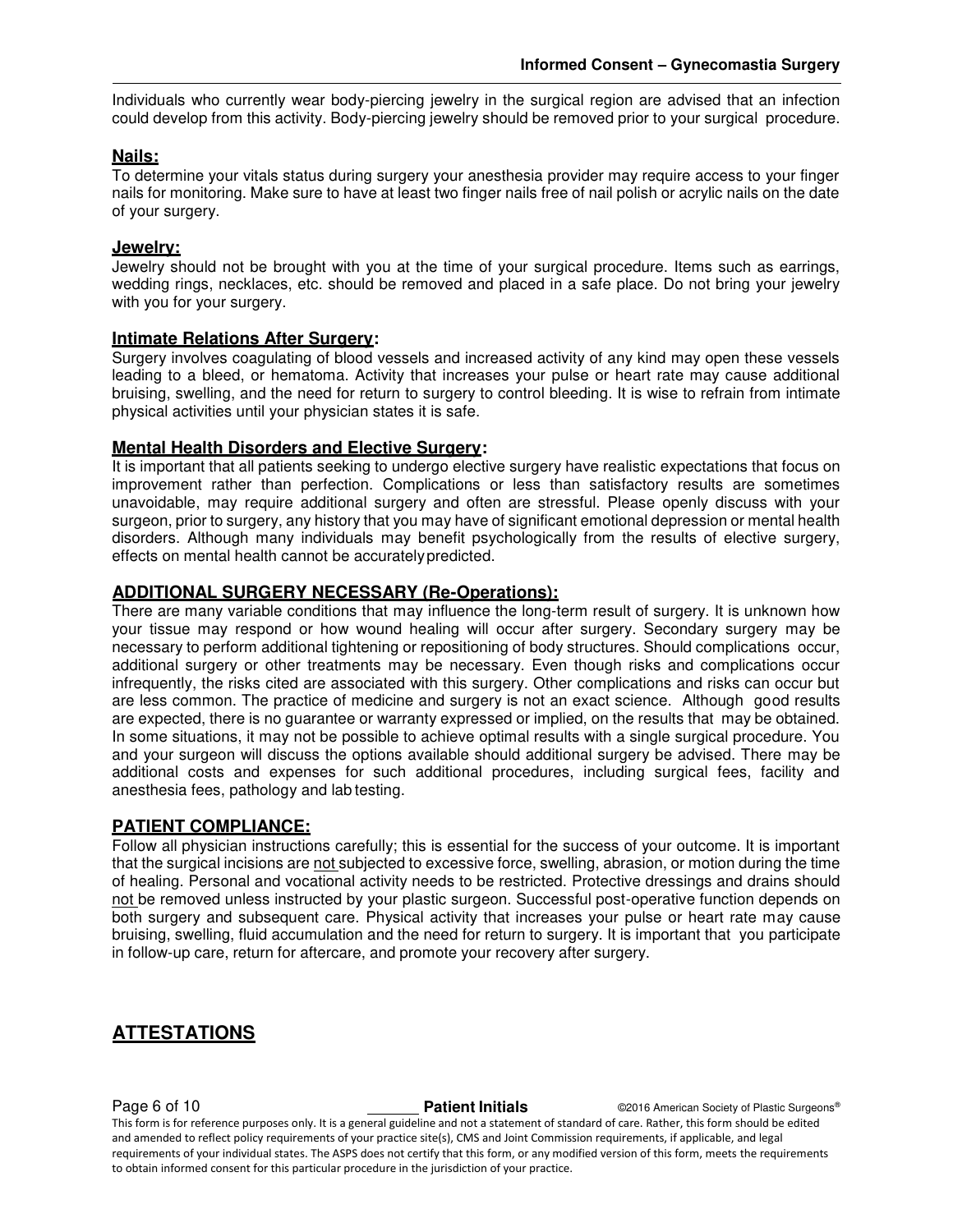Individuals who currently wear body-piercing jewelry in the surgical region are advised that an infection could develop from this activity. Body-piercing jewelry should be removed prior to your surgical procedure.

### Nails:

To determine your vitals status during surgery your anesthesia provider may require access to your finger nails for monitoring. Make sure to have at least two finger nails free of nail polish or acrylic nails on the date of your surgery.

### Jewelry:

Jewelry should not be brought with you at the time of your surgical procedure. Items such as earrings, wedding rings, necklaces, etc. should be removed and placed in a safe place. Do not bring your jewelry with you for your surgery.

### Intimate Relations After Surgery:

Surgery involves coagulating of blood vessels and increased activity of any kind may open these vessels leading to a bleed, or hematoma. Activity that increases your pulse or heart rate may cause additional bruising, swelling, and the need for return to surgery to control bleeding. It is wise to refrain from intimate physical activities until your physician states it is safe.

### Mental Health Disorders and Elective Surgery:

It is important that all patients seeking to undergo elective surgery have realistic expectations that focus on improvement rather than perfection. Complications or less than satisfactory results are sometimes unavoidable, may require additional surgery and often are stressful. Please openly discuss with your surgeon, prior to surgery, any history that you may have of significant emotional depression or mental health disorders. Although many individuals may benefit psychologically from the results of elective surgery, effects on mental health cannot be accurately predicted.

## ADDITIONAL SURGERY NECESSARY (Re-Operations):

There are many variable conditions that may influence the long-term result of surgery. It is unknown how your tissue may respond or how wound healing will occur after surgery. Secondary surgery may be necessary to perform additional tightening or repositioning of body structures. Should complications occur, additional surgery or other treatments may be necessary. Even though risks and complications occur infrequently, the risks cited are associated with this surgery. Other complications and risks can occur but are less common. The practice of medicine and surgery is not an exact science. Although good results are expected, there is no guarantee or warranty expressed or implied, on the results that may be obtained. In some situations, it may not be possible to achieve optimal results with a single surgical procedure. You and your surgeon will discuss the options available should additional surgery be advised. There may be additional costs and expenses for such additional procedures, including surgical fees, facility and anesthesia fees, pathology and lab testing.

## PATIENT COMPLIANCE:

Follow all physician instructions carefully; this is essential for the success of your outcome. It is important that the surgical incisions are not subjected to excessive force, swelling, abrasion, or motion during the time of healing. Personal and vocational activity needs to be restricted. Protective dressings and drains should not be removed unless instructed by your plastic surgeon. Successful post-operative function depends on both surgery and subsequent care. Physical activity that increases your pulse or heart rate may cause bruising, swelling, fluid accumulation and the need for return to surgery. It is important that you participate in follow-up care, return for aftercare, and promote your recovery after surgery.

## ATTESTATIONS

______ **Patient Initials**

This form is for reference purposes only. It is a general guideline and not a statement of standard of care. Rather, this form should be edited and amended to reflect policy requirements of your practice site(s), CMS and Joint Commission requirements, if applicable, and legal requirements of your individual states. The ASPS does not certify that this form, or any modified version of this form, meets the requirements to obtain informed consent for this particular procedure in the jurisdiction of your practice.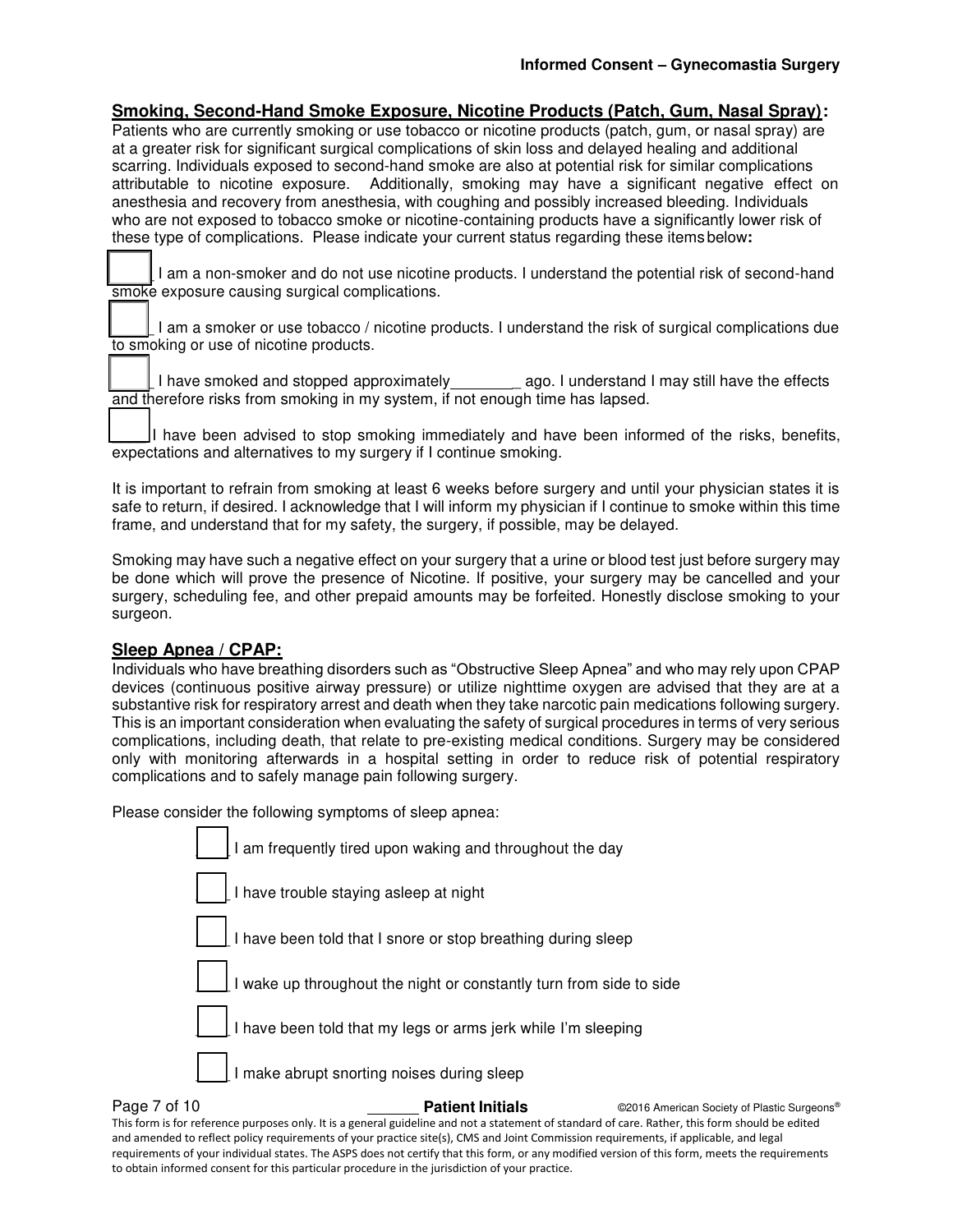## Smoking, Second-Hand Smoke Exposure, Nicotine Products (Patch, Gum, Nasal Spray):

Patients who are currently smoking or use tobacco or nicotine products (patch, gum, or nasal spray) are at a greater risk for significant surgical complications of skin loss and delayed healing and additional scarring. Individuals exposed to second-hand smoke are also at potential risk for similar complications attributable to nicotine exposure. Additionally, smoking may have a significant negative effect on anesthesia and recovery from anesthesia, with coughing and possibly increased bleeding. Individuals who are not exposed to tobacco smoke or nicotine-containing products have a significantly lower risk of these type of complications. Please indicate your current status regarding these items below**:**

☐ I am a non-smoker and do not use nicotine products. I understand the potential risk of second-hand smoke exposure causing surgical complications.

☐ I am a smoker or use tobacco / nicotine products. I understand the risk of surgical complications due to smoking or use of nicotine products.

☐ I have smoked and stopped approximately ________ ago. I understand I may still have the effects and therefore risks from smoking in my system, if not enough time has lapsed.

☐ I have been advised to stop smoking immediately and have been informed of the risks, benefits, expectations and alternatives to my surgery if I continue smoking.

It is important to refrain from smoking at least 6 weeks before surgery and until your physician states it is safe to return, if desired. I acknowledge that I will inform my physician if I continue to smoke within this time frame, and understand that for my safety, the surgery, if possible, may be delayed.

Smoking may have such a negative effect on your surgery that a urine or blood test just before surgery may be done which will prove the presence of Nicotine. If positive, your surgery may be cancelled and your surgery, scheduling fee, and other prepaid amounts may be forfeited. Honestly disclose smoking to your surgeon.

## Sleep Apnea / CPAP:

Individuals who have breathing disorders such as "Obstructive Sleep Apnea" and who may rely upon CPAP devices (continuous positive airway pressure) or utilize nighttime oxygen are advised that they are at a substantive risk for respiratory arrest and death when they take narcotic pain medications following surgery. This is an important consideration when evaluating the safety of surgical procedures in terms of very serious complications, including death, that relate to pre-existing medical conditions. Surgery may be considered only with monitoring afterwards in a hospital setting in order to reduce risk of potential respiratory complications and to safely manage pain following surgery.

Please consider the following symptoms of sleep apnea:

☐ I am frequently tired upon waking and throughout the day

☐ I have trouble staying asleep at night

☐ I have been told that I snore or stop breathing during sleep

☐ I wake up throughout the night or constantly turn from side to side

☐ I have been told that my legs or arms jerk while I'm sleeping

☐ I make abrupt snorting noises during sleep

______ **Patient Initials**

This form is for reference purposes only. It is a general guideline and not a statement of standard of care. Rather, this form should be edited and amended to reflect policy requirements of your practice site(s), CMS and Joint Commission requirements, if applicable, and legal requirements of your individual states. The ASPS does not certify that this form, or any modified version of this form, meets the requirements to obtain informed consent for this particular procedure in the jurisdiction of your practice.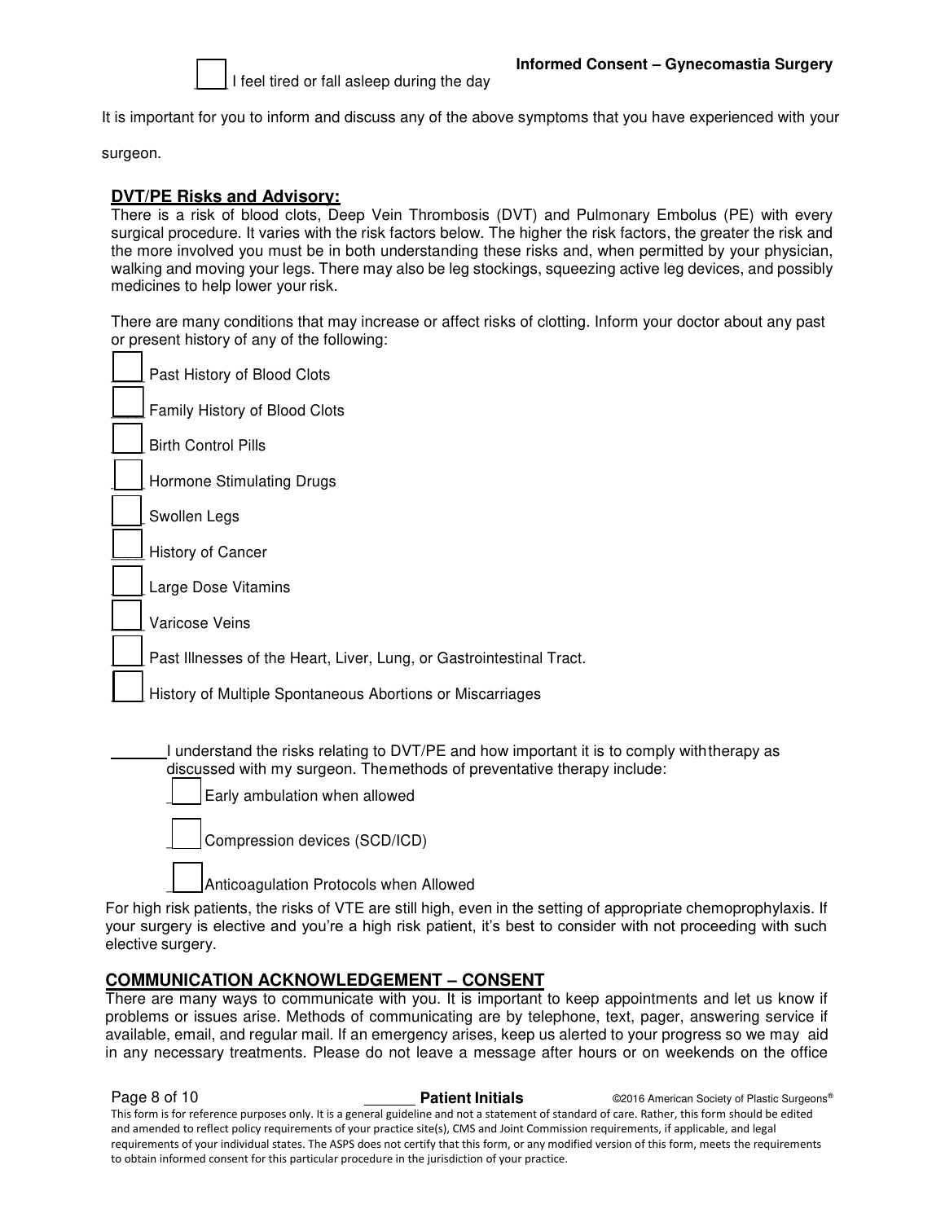☐ I feel tired or fall asleep during the day

It is important for you to inform and discuss any of the above symptoms that you have experienced with your surgeon.

## DVT/PE Risks and Advisory:

There is a risk of blood clots, Deep Vein Thrombosis (DVT) and Pulmonary Embolus (PE) with every surgical procedure. It varies with the risk factors below. The higher the risk factors, the greater the risk and the more involved you must be in both understanding these risks and, when permitted by your physician, walking and moving your legs. There may also be leg stockings, squeezing active leg devices, and possibly medicines to help lower your risk.

There are many conditions that may increase or affect risks of clotting. Inform your doctor about any past or present history of any of the following:

- ☐ Past History of Blood Clots
- ☐ Family History of Blood Clots
- ☐ Birth Control Pills
- ☐ Hormone Stimulating Drugs
- ☐ Swollen Legs
- ☐ History of Cancer
- ☐ Large Dose Vitamins
- ☐ Varicose Veins
- ☐ Past Illnesses of the Heart, Liver, Lung, or Gastrointestinal Tract.
- ☐ History of Multiple Spontaneous Abortions or Miscarriages

_______ I understand the risks relating to DVT/PE and how important it is to comply with therapy as discussed with my surgeon. The methods of preventative therapy include:

- ☐ Early ambulation when allowed
- ☐ Compression devices (SCD/ICD)
- ☐ Anticoagulation Protocols when Allowed

For high risk patients, the risks of VTE are still high, even in the setting of appropriate chemoprophylaxis. If your surgery is elective and you're a high risk patient, it's best to consider with not proceeding with such elective surgery.

## COMMUNICATION ACKNOWLEDGEMENT – CONSENT

There are many ways to communicate with you. It is important to keep appointments and let us know if problems or issues arise. Methods of communicating are by telephone, text, pager, answering service if available, email, and regular mail. If an emergency arises, keep us alerted to your progress so we may aid in any necessary treatments. Please do not leave a message after hours or on weekends on the office

_______ **Patient Initials**

This form is for reference purposes only. It is a general guideline and not a statement of standard of care. Rather, this form should be edited and amended to reflect policy requirements of your practice site(s), CMS and Joint Commission requirements, if applicable, and legal requirements of your individual states. The ASPS does not certify that this form, or any modified version of this form, meets the requirements to obtain informed consent for this particular procedure in the jurisdiction of your practice.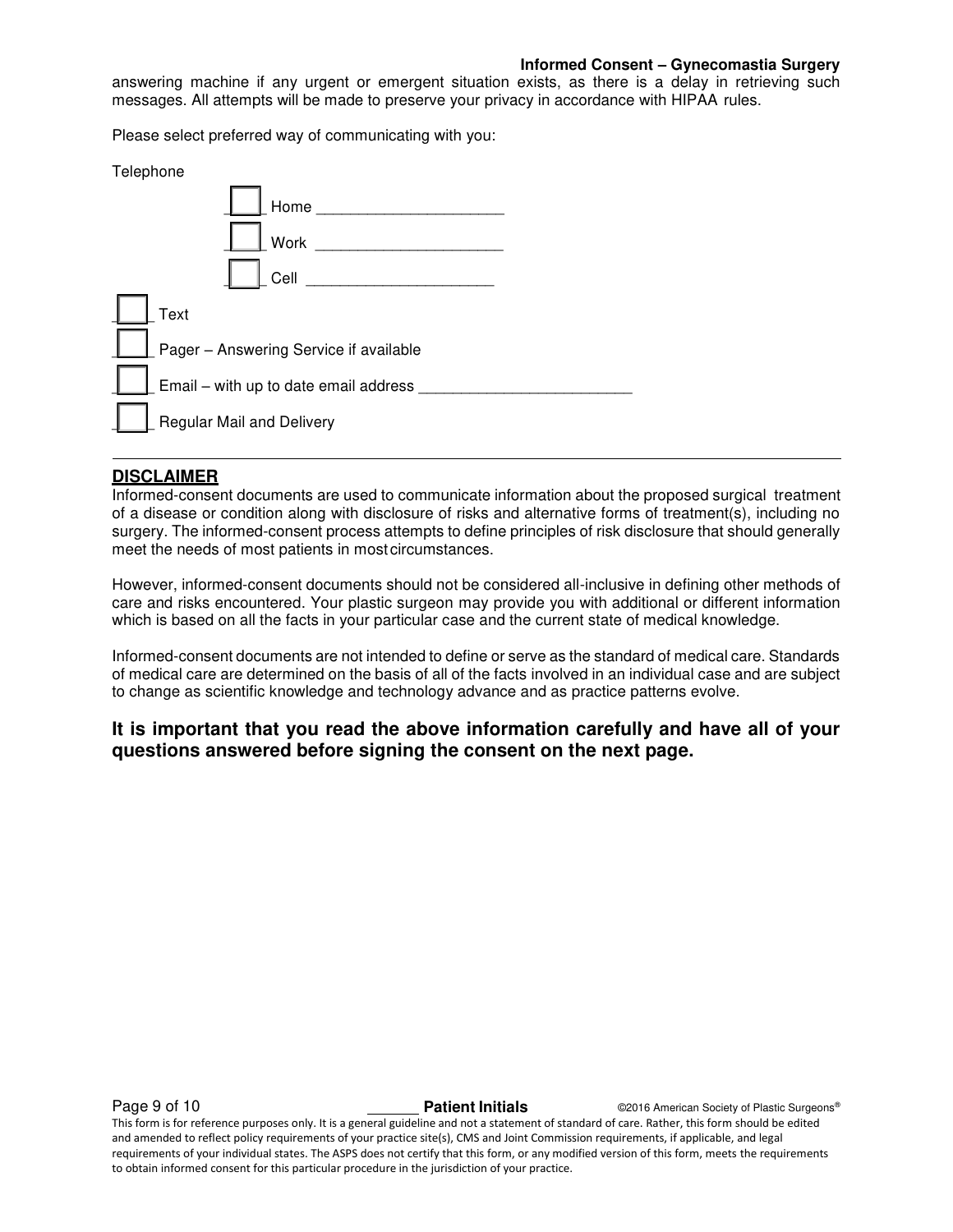answering machine if any urgent or emergent situation exists, as there is a delay in retrieving such messages. All attempts will be made to preserve your privacy in accordance with HIPAA rules.

Please select preferred way of communicating with you:

Telephone

- ☐ Home ____________________
- ☐ Work ____________________
- ☐ Cell ____________________

☐ Text

☐ Pager – Answering Service if available

☐ Email – with up to date email address ________________________

☐ Regular Mail and Delivery

---

## DISCLAIMER

Informed-consent documents are used to communicate information about the proposed surgical treatment of a disease or condition along with disclosure of risks and alternative forms of treatment(s), including no surgery. The informed-consent process attempts to define principles of risk disclosure that should generally meet the needs of most patients in most circumstances.

However, informed-consent documents should not be considered all-inclusive in defining other methods of care and risks encountered. Your plastic surgeon may provide you with additional or different information which is based on all the facts in your particular case and the current state of medical knowledge.

Informed-consent documents are not intended to define or serve as the standard of medical care. Standards of medical care are determined on the basis of all of the facts involved in an individual case and are subject to change as scientific knowledge and technology advance and as practice patterns evolve.

**It is important that you read the above information carefully and have all of your questions answered before signing the consent on the next page.**

______ **Patient Initials**

This form is for reference purposes only. It is a general guideline and not a statement of standard of care. Rather, this form should be edited and amended to reflect policy requirements of your practice site(s), CMS and Joint Commission requirements, if applicable, and legal requirements of your individual states. The ASPS does not certify that this form, or any modified version of this form, meets the requirements to obtain informed consent for this particular procedure in the jurisdiction of your practice.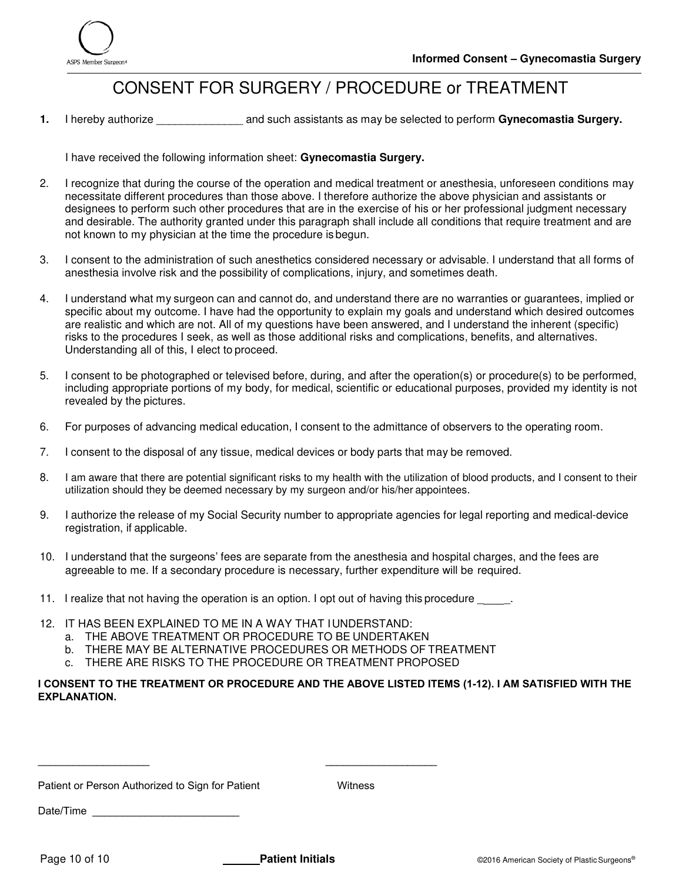# CONSENT FOR SURGERY / PROCEDURE or TREATMENT

1. I hereby authorize ______________ and such assistants as may be selected to perform **Gynecomastia Surgery.**

   I have received the following information sheet: **Gynecomastia Surgery.**

2. I recognize that during the course of the operation and medical treatment or anesthesia, unforeseen conditions may necessitate different procedures than those above. I therefore authorize the above physician and assistants or designees to perform such other procedures that are in the exercise of his or her professional judgment necessary and desirable. The authority granted under this paragraph shall include all conditions that require treatment and are not known to my physician at the time the procedure is begun.

3. I consent to the administration of such anesthetics considered necessary or advisable. I understand that all forms of anesthesia involve risk and the possibility of complications, injury, and sometimes death.

4. I understand what my surgeon can and cannot do, and understand there are no warranties or guarantees, implied or specific about my outcome. I have had the opportunity to explain my goals and understand which desired outcomes are realistic and which are not. All of my questions have been answered, and I understand the inherent (specific) risks to the procedures I seek, as well as those additional risks and complications, benefits, and alternatives. Understanding all of this, I elect to proceed.

5. I consent to be photographed or televised before, during, and after the operation(s) or procedure(s) to be performed, including appropriate portions of my body, for medical, scientific or educational purposes, provided my identity is not revealed by the pictures.

6. For purposes of advancing medical education, I consent to the admittance of observers to the operating room.

7. I consent to the disposal of any tissue, medical devices or body parts that may be removed.

8. I am aware that there are potential significant risks to my health with the utilization of blood products, and I consent to their utilization should they be deemed necessary by my surgeon and/or his/her appointees.

9. I authorize the release of my Social Security number to appropriate agencies for legal reporting and medical-device registration, if applicable.

10. I understand that the surgeons' fees are separate from the anesthesia and hospital charges, and the fees are agreeable to me. If a secondary procedure is necessary, further expenditure will be required.

11. I realize that not having the operation is an option. I opt out of having this procedure _____.

12. IT HAS BEEN EXPLAINED TO ME IN A WAY THAT I UNDERSTAND:
    a. THE ABOVE TREATMENT OR PROCEDURE TO BE UNDERTAKEN
    b. THERE MAY BE ALTERNATIVE PROCEDURES OR METHODS OF TREATMENT
    c. THERE ARE RISKS TO THE PROCEDURE OR TREATMENT PROPOSED

**I CONSENT TO THE TREATMENT OR PROCEDURE AND THE ABOVE LISTED ITEMS (1-12). I AM SATISFIED WITH THE EXPLANATION.**

___________________ ___________________

Patient or Person Authorized to Sign for Patient Witness

Date/Time _________________________

______**Patient Initials**